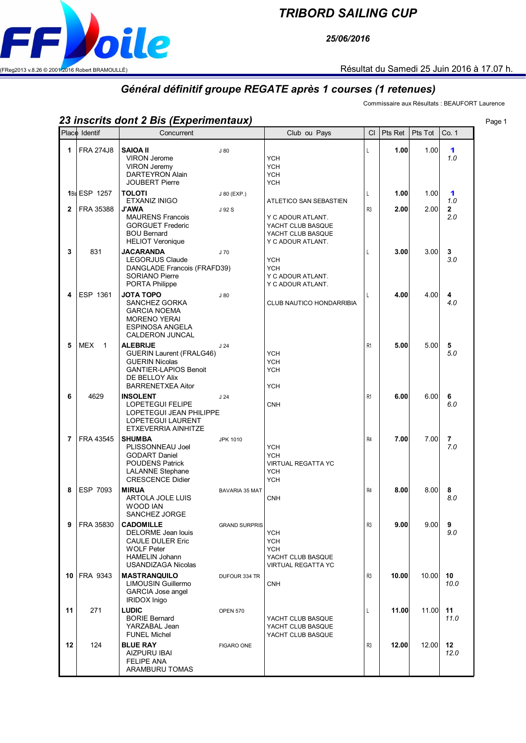FFVoile

(FReg2013 v.8.26 © 2001/2016 Robert BRAMOULLÉ)

# TRIBORD SAILING CUP

**25/06/2016**

Résultat du Samedi 25 Juin 2016 à 17.07 h.

## Général définitif groupe REGATE après 1 courses (1 retenues)

Commissaire aux Résultats : BEAUFORT Laurence

### 23 inscrits dont 2 Bis (Experimentaux)

| Place | Identif | Concurrent | | Club ou Pays | Cl | Pts Ret | Pts Tot | Co. 1 |
|---|---|---|---|---|---|---|---|---|
| 1 | FRA 274J8 | **SAIOA II**<br>VIRON Jerome<br>VIRON Jeremy<br>DARTEYRON Alain<br>JOUBERT Pierre | J 80 | <br>YCH<br>YCH<br>YCH<br>YCH | L | **1.00** | 1.00 | **1**<br>*1.0* |
| 1Bis | ESP 1257 | **TOLOTI**<br>ETXANIZ INIGO | J 80 (EXP.) | <br>ATLETICO SAN SEBASTIEN | L | **1.00** | 1.00 | **1**<br>*1.0* |
| 2 | FRA 35388 | **J'AWA**<br>MAURENS Francois<br>GORGUET Frederic<br>BOU Bernard<br>HELIOT Veronique | J 92 S | <br>Y C ADOUR ATLANT.<br>YACHT CLUB BASQUE<br>YACHT CLUB BASQUE<br>Y C ADOUR ATLANT. | R3 | **2.00** | 2.00 | **2**<br>*2.0* |
| 3 | 831 | **JACARANDA**<br>LEGORJUS Claude<br>DANGLADE Francois (FRAFD39)<br>SORIANO Pierre<br>PORTA Philippe | J 70 | <br>YCH<br>YCH<br>Y C ADOUR ATLANT.<br>Y C ADOUR ATLANT. | L | **3.00** | 3.00 | **3**<br>*3.0* |
| 4 | ESP 1361 | **JOTA TOPO**<br>SANCHEZ GORKA<br>GARCIA NOEMA<br>MORENO YERAI<br>ESPINOSA ANGELA<br>CALDERON JUNCAL | J 80 | <br>CLUB NAUTICO HONDARRIBIA | L | **4.00** | 4.00 | **4**<br>*4.0* |
| 5 | MEX 1 | **ALEBRIJE**<br>GUERIN Laurent (FRALG46)<br>GUERIN Nicolas<br>GANTIER-LAPIOS Benoit<br>DE BELLOY Alix<br>BARRENETXEA Aitor | J 24 | <br>YCH<br>YCH<br>YCH<br><br>YCH | R1 | **5.00** | 5.00 | **5**<br>*5.0* |
| 6 | 4629 | **INSOLENT**<br>LOPETEGUI FELIPE<br>LOPETEGUI JEAN PHILIPPE<br>LOPETEGUI LAURENT<br>ETXEVERRIA AINHITZE | J 24 | <br>CNH | R1 | **6.00** | 6.00 | **6**<br>*6.0* |
| 7 | FRA 43545 | **SHUMBA**<br>PLISSONNEAU Joel<br>GODART Daniel<br>POUDENS Patrick<br>LALANNE Stephane<br>CRESCENCE Didier | JPK 1010 | <br>YCH<br>YCH<br>VIRTUAL REGATTA YC<br>YCH<br>YCH | R4 | **7.00** | 7.00 | **7**<br>*7.0* |
| 8 | ESP 7093 | **MIRUA**<br>ARTOLA JOLE LUIS<br>WOOD IAN<br>SANCHEZ JORGE | BAVARIA 35 MAT | <br>CNH | R4 | **8.00** | 8.00 | **8**<br>*8.0* |
| 9 | FRA 35830 | **CADOMILLE**<br>DELORME Jean louis<br>CAULE DULER Eric<br>WOLF Peter<br>HAMELIN Johann<br>USANDIZAGA Nicolas | GRAND SURPRIS | <br>YCH<br>YCH<br>YCH<br>YACHT CLUB BASQUE<br>VIRTUAL REGATTA YC | R3 | **9.00** | 9.00 | **9**<br>*9.0* |
| 10 | FRA 9343 | **MASTRANQUILO**<br>LIMOUSIN Guillermo<br>GARCIA Jose angel<br>IRIDOX Inigo | DUFOUR 334 TR | <br>CNH | R3 | **10.00** | 10.00 | **10**<br>*10.0* |
| 11 | 271 | **LUDIC**<br>BORIE Bernard<br>YARZABAL Jean<br>FUNEL Michel | OPEN 570 | <br>YACHT CLUB BASQUE<br>YACHT CLUB BASQUE<br>YACHT CLUB BASQUE | L | **11.00** | 11.00 | **11**<br>*11.0* |
| 12 | 124 | **BLUE RAY**<br>AIZPURU IBAI<br>FELIPE ANA<br>ARAMBURU TOMAS | FIGARO ONE | | R3 | **12.00** | 12.00 | **12**<br>*12.0* |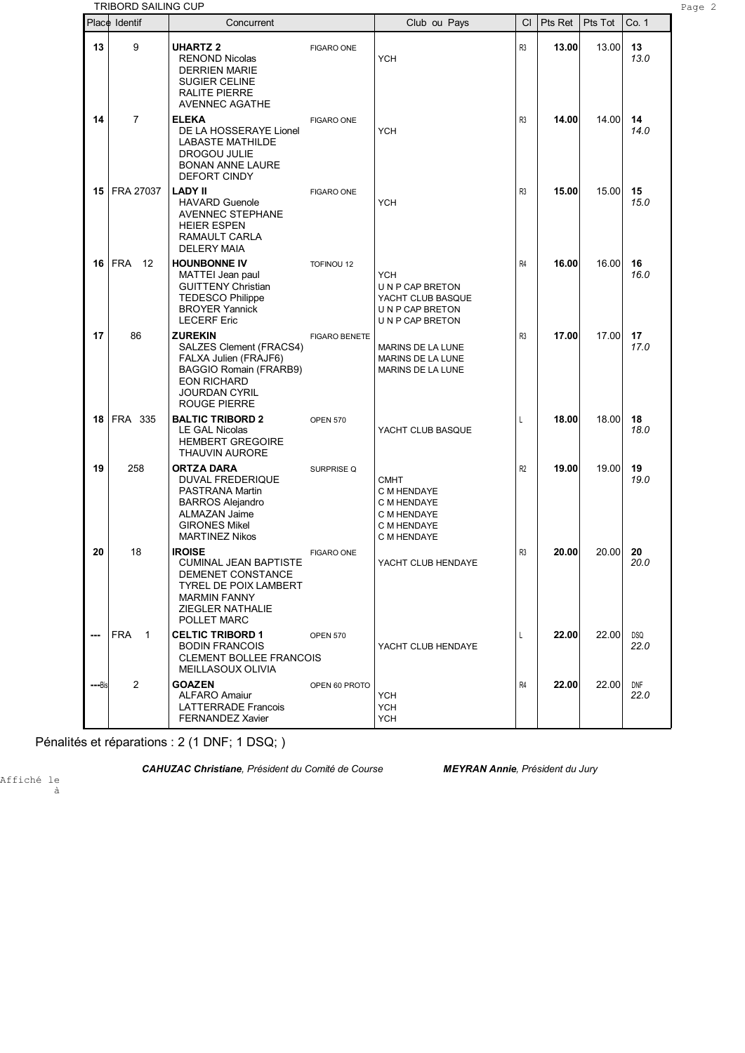TRIBORD SAILING CUP

| Place | Identif | Concurrent | | Club ou Pays | Cl | Pts Ret | Pts Tot | Co. 1 |
|---|---|---|---|---|---|---|---|---|
| **13** | 9 | **UHARTZ 2**<br>RENOND Nicolas<br>DERRIEN MARIE<br>SUGIER CELINE<br>RALITE PIERRE<br>AVENNEC AGATHE | FIGARO ONE | YCH | R3 | **13.00** | 13.00 | **13**<br>*13.0* |
| **14** | 7 | **ELEKA**<br>DE LA HOSSERAYE Lionel<br>LABASTE MATHILDE<br>DROGOU JULIE<br>BONAN ANNE LAURE<br>DEFORT CINDY | FIGARO ONE | YCH | R3 | **14.00** | 14.00 | **14**<br>*14.0* |
| **15** | FRA 27037 | **LADY II**<br>HAVARD Guenole<br>AVENNEC STEPHANE<br>HEIER ESPEN<br>RAMAULT CARLA<br>DELERY MAIA | FIGARO ONE | YCH | R3 | **15.00** | 15.00 | **15**<br>*15.0* |
| **16** | FRA 12 | **HOUNBONNE IV**<br>MATTEI Jean paul<br>GUITTENY Christian<br>TEDESCO Philippe<br>BROYER Yannick<br>LECERF Eric | TOFINOU 12 | YCH<br>U N P CAP BRETON<br>YACHT CLUB BASQUE<br>U N P CAP BRETON<br>U N P CAP BRETON | R4 | **16.00** | 16.00 | **16**<br>*16.0* |
| **17** | 86 | **ZUREKIN**<br>SALZES Clement (FRACS4)<br>FALXA Julien (FRAJF6)<br>BAGGIO Romain (FRARB9)<br>EON RICHARD<br>JOURDAN CYRIL<br>ROUGE PIERRE | FIGARO BENETE | MARINS DE LA LUNE<br>MARINS DE LA LUNE<br>MARINS DE LA LUNE | R3 | **17.00** | 17.00 | **17**<br>*17.0* |
| **18** | FRA 335 | **BALTIC TRIBORD 2**<br>LE GAL Nicolas<br>HEMBERT GREGOIRE<br>THAUVIN AURORE | OPEN 570 | YACHT CLUB BASQUE | L | **18.00** | 18.00 | **18**<br>*18.0* |
| **19** | 258 | **ORTZA DARA**<br>DUVAL FREDERIQUE<br>PASTRANA Martin<br>BARROS Alejandro<br>ALMAZAN Jaime<br>GIRONES Mikel<br>MARTINEZ Nikos | SURPRISE Q | CMHT<br>C M HENDAYE<br>C M HENDAYE<br>C M HENDAYE<br>C M HENDAYE<br>C M HENDAYE | R2 | **19.00** | 19.00 | **19**<br>*19.0* |
| **20** | 18 | **IROISE**<br>CUMINAL JEAN BAPTISTE<br>DEMENET CONSTANCE<br>TYREL DE POIX LAMBERT<br>MARMIN FANNY<br>ZIEGLER NATHALIE<br>POLLET MARC | FIGARO ONE | YACHT CLUB HENDAYE | R3 | **20.00** | 20.00 | **20**<br>*20.0* |
| **---** | FRA 1 | **CELTIC TRIBORD 1**<br>BODIN FRANCOIS<br>CLEMENT BOLLEE FRANCOIS<br>MEILLASOUX OLIVIA | OPEN 570 | YACHT CLUB HENDAYE | L | **22.00** | 22.00 | DSQ<br>*22.0* |
| **---**Bis | 2 | **GOAZEN**<br>ALFARO Amaiur<br>LATTERRADE Francois<br>FERNANDEZ Xavier | OPEN 60 PROTO | YCH<br>YCH<br>YCH | R4 | **22.00** | 22.00 | DNF<br>*22.0* |

Pénalités et réparations : 2 (1 DNF; 1 DSQ; )

***CAHUZAC Christiane**, Président du Comité de Course* ***MEYRAN Annie**, Président du Jury*

Affiché le
à